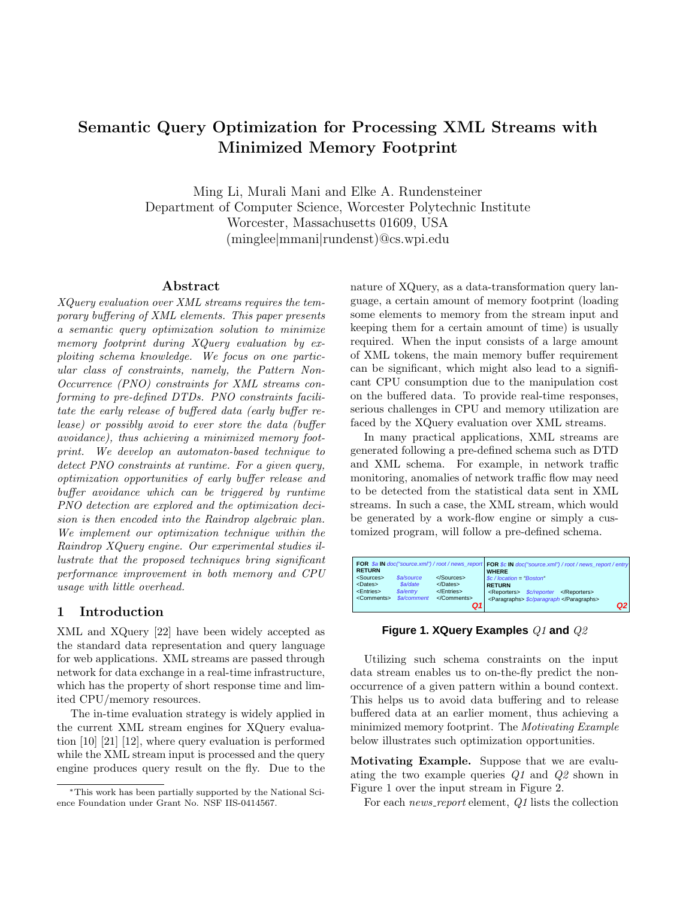# Semantic Query Optimization for Processing XML Streams with Minimized Memory Footprint

Ming Li, Murali Mani and Elke A. Rundensteiner
Department of Computer Science, Worcester Polytechnic Institute
Worcester, Massachusetts 01609, USA
(minglee|mmani|rundenst)@cs.wpi.edu

## Abstract

*XQuery evaluation over XML streams requires the temporary buffering of XML elements. This paper presents a semantic query optimization solution to minimize memory footprint during XQuery evaluation by exploiting schema knowledge. We focus on one particular class of constraints, namely, the Pattern Non-Occurrence (PNO) constraints for XML streams conforming to pre-defined DTDs. PNO constraints facilitate the early release of buffered data (early buffer release) or possibly avoid to ever store the data (buffer avoidance), thus achieving a minimized memory footprint. We develop an automaton-based technique to detect PNO constraints at runtime. For a given query, optimization opportunities of early buffer release and buffer avoidance which can be triggered by runtime PNO detection are explored and the optimization decision is then encoded into the Raindrop algebraic plan. We implement our optimization technique within the Raindrop XQuery engine. Our experimental studies illustrate that the proposed techniques bring significant performance improvement in both memory and CPU usage with little overhead.*

## 1 Introduction

XML and XQuery [22] have been widely accepted as the standard data representation and query language for web applications. XML streams are passed through network for data exchange in a real-time infrastructure, which has the property of short response time and limited CPU/memory resources.

The in-time evaluation strategy is widely applied in the current XML stream engines for XQuery evaluation [10] [21] [12], where query evaluation is performed while the XML stream input is processed and the query engine produces query result on the fly. Due to the nature of XQuery, as a data-transformation query language, a certain amount of memory footprint (loading some elements to memory from the stream input and keeping them for a certain amount of time) is usually required. When the input consists of a large amount of XML tokens, the main memory buffer requirement can be significant, which might also lead to a significant CPU consumption due to the manipulation cost on the buffered data. To provide real-time responses, serious challenges in CPU and memory utilization are faced by the XQuery evaluation over XML streams.

In many practical applications, XML streams are generated following a pre-defined schema such as DTD and XML schema. For example, in network traffic monitoring, anomalies of network traffic flow may need to be detected from the statistical data sent in XML streams. In such a case, the XML stream, which would be generated by a work-flow engine or simply a customized program, will follow a pre-defined schema.

```
FOR $a IN doc("source.xml") / root / news_report
RETURN
<Sources>    $a/source     </Sources>
<Dates>      $a/date       </Dates>
<Entries>    $a/entry      </Entries>
<Comments>   $a/comment    </Comments>
                                        Q1
```

```
FOR $c IN doc("source.xml") / root / news_report / entry
WHERE
$c / location = "Boston"
RETURN
<Reporters>  $c/reporter  </Reporters>
<Paragraphs> $c/paragraph </Paragraphs>
                                        Q2
```

**Figure 1. XQuery Examples** *Q1* **and** *Q2*

Utilizing such schema constraints on the input data stream enables us to on-the-fly predict the non-occurrence of a given pattern within a bound context. This helps us to avoid data buffering and to release buffered data at an earlier moment, thus achieving a minimized memory footprint. The *Motivating Example* below illustrates such optimization opportunities.

**Motivating Example.** Suppose that we are evaluating the two example queries *Q1* and *Q2* shown in Figure 1 over the input stream in Figure 2.

For each *news_report* element, *Q1* lists the collection

---

*This work has been partially supported by the National Science Foundation under Grant No. NSF IIS-0414567.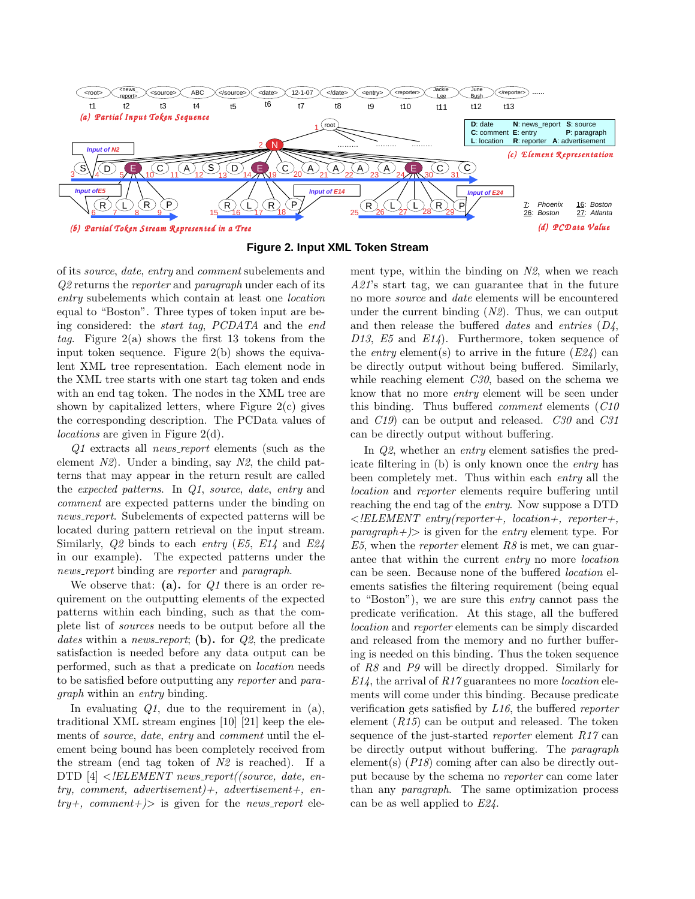**Figure 2. Input XML Token Stream**

of its *source*, *date*, *entry* and *comment* subelements and *Q2* returns the *reporter* and *paragraph* under each of its *entry* subelements which contain at least one *location* equal to "Boston". Three types of token input are being considered: the *start tag*, *PCDATA* and the *end tag*. Figure 2(a) shows the first 13 tokens from the input token sequence. Figure 2(b) shows the equivalent XML tree representation. Each element node in the XML tree starts with one start tag token and ends with an end tag token. The nodes in the XML tree are shown by capitalized letters, where Figure 2(c) gives the corresponding description. The PCData values of *locations* are given in Figure 2(d).

*Q1* extracts all *news_report* elements (such as the element *N2*). Under a binding, say *N2*, the child patterns that may appear in the return result are called the *expected patterns*. In *Q1*, *source*, *date*, *entry* and *comment* are expected patterns under the binding on *news_report*. Subelements of expected patterns will be located during pattern retrieval on the input stream. Similarly, *Q2* binds to each *entry* (*E5*, *E14* and *E24* in our example). The expected patterns under the *news_report* binding are *reporter* and *paragraph*.

We observe that: **(a).** for *Q1* there is an order requirement on the outputting elements of the expected patterns within each binding, such as that the complete list of *sources* needs to be output before all the *dates* within a *news_report*; **(b).** for *Q2*, the predicate satisfaction is needed before any data output can be performed, such as that a predicate on *location* needs to be satisfied before outputting any *reporter* and *paragraph* within an *entry* binding.

In evaluating *Q1*, due to the requirement in (a), traditional XML stream engines [10] [21] keep the elements of *source*, *date*, *entry* and *comment* until the element being bound has been completely received from the stream (end tag token of *N2* is reached). If a DTD [4] *<!ELEMENT news_report((source, date, entry, comment, advertisement)+, advertisement+, entry+, comment+)>* is given for the *news_report* element type, within the binding on *N2*, when we reach *A21*'s start tag, we can guarantee that in the future no more *source* and *date* elements will be encountered under the current binding (*N2*). Thus, we can output and then release the buffered *dates* and *entries* (*D4*, *D13*, *E5* and *E14*). Furthermore, token sequence of the *entry* element(s) to arrive in the future (*E24*) can be directly output without being buffered. Similarly, while reaching element *C30*, based on the schema we know that no more *entry* element will be seen under this binding. Thus buffered *comment* elements (*C10* and *C19*) can be output and released. *C30* and *C31* can be directly output without buffering.

In *Q2*, whether an *entry* element satisfies the predicate filtering in (b) is only known once the *entry* has been completely met. Thus within each *entry* all the *location* and *reporter* elements require buffering until reaching the end tag of the *entry*. Now suppose a DTD *<!ELEMENT entry(reporter+, location+, reporter+, paragraph+)>* is given for the *entry* element type. For *E5*, when the *reporter* element *R8* is met, we can guarantee that within the current *entry* no more *location* can be seen. Because none of the buffered *location* elements satisfies the filtering requirement (being equal to "Boston"), we are sure this *entry* cannot pass the predicate verification. At this stage, all the buffered *location* and *reporter* elements can be simply discarded and released from the memory and no further buffering is needed on this binding. Thus the token sequence of *R8* and *P9* will be directly dropped. Similarly for *E14*, the arrival of *R17* guarantees no more *location* elements will come under this binding. Because predicate verification gets satisfied by *L16*, the buffered *reporter* element (*R15*) can be output and released. The token sequence of the just-started *reporter* element *R17* can be directly output without buffering. The *paragraph* element(s) (*P18*) coming after can also be directly output because by the schema no *reporter* can come later than any *paragraph*. The same optimization process can be as well applied to *E24*.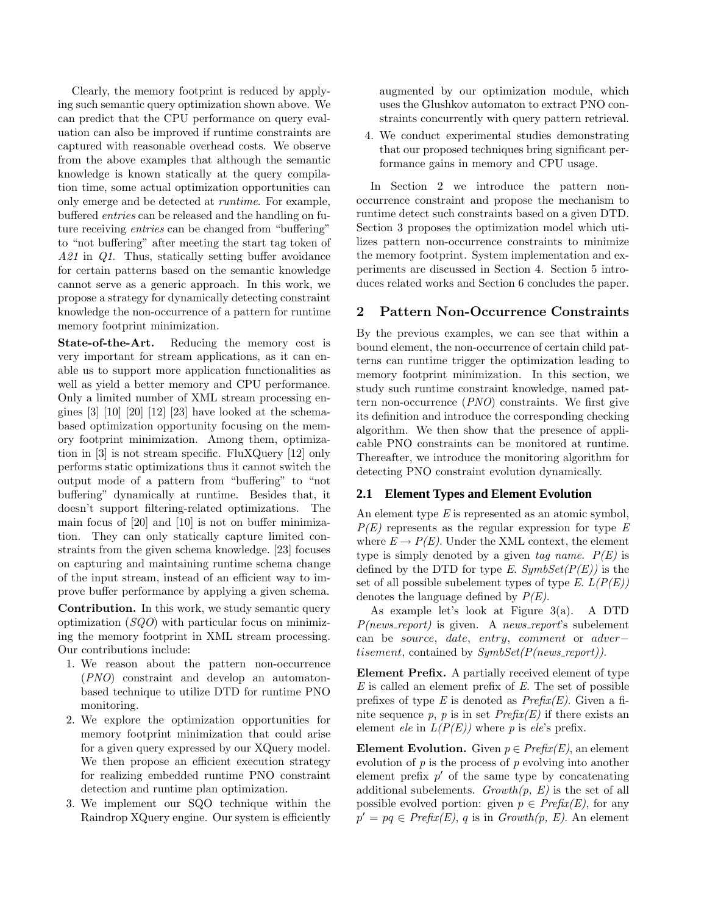Clearly, the memory footprint is reduced by applying such semantic query optimization shown above. We can predict that the CPU performance on query evaluation can also be improved if runtime constraints are captured with reasonable overhead costs. We observe from the above examples that although the semantic knowledge is known statically at the query compilation time, some actual optimization opportunities can only emerge and be detected at *runtime*. For example, buffered *entries* can be released and the handling on future receiving *entries* can be changed from "buffering" to "not buffering" after meeting the start tag token of *A21* in *Q1*. Thus, statically setting buffer avoidance for certain patterns based on the semantic knowledge cannot serve as a generic approach. In this work, we propose a strategy for dynamically detecting constraint knowledge the non-occurrence of a pattern for runtime memory footprint minimization.

**State-of-the-Art.** Reducing the memory cost is very important for stream applications, as it can enable us to support more application functionalities as well as yield a better memory and CPU performance. Only a limited number of XML stream processing engines [3] [10] [20] [12] [23] have looked at the schema-based optimization opportunity focusing on the memory footprint minimization. Among them, optimization in [3] is not stream specific. FluXQuery [12] only performs static optimizations thus it cannot switch the output mode of a pattern from "buffering" to "not buffering" dynamically at runtime. Besides that, it doesn't support filtering-related optimizations. The main focus of [20] and [10] is not on buffer minimization. They can only statically capture limited constraints from the given schema knowledge. [23] focuses on capturing and maintaining runtime schema change of the input stream, instead of an efficient way to improve buffer performance by applying a given schema.

**Contribution.** In this work, we study semantic query optimization (*SQO*) with particular focus on minimizing the memory footprint in XML stream processing. Our contributions include:

1. We reason about the pattern non-occurrence (*PNO*) constraint and develop an automaton-based technique to utilize DTD for runtime PNO monitoring.
2. We explore the optimization opportunities for memory footprint minimization that could arise for a given query expressed by our XQuery model. We then propose an efficient execution strategy for realizing embedded runtime PNO constraint detection and runtime plan optimization.
3. We implement our SQO technique within the Raindrop XQuery engine. Our system is efficiently augmented by our optimization module, which uses the Glushkov automaton to extract PNO constraints concurrently with query pattern retrieval.
4. We conduct experimental studies demonstrating that our proposed techniques bring significant performance gains in memory and CPU usage.

In Section 2 we introduce the pattern non-occurrence constraint and propose the mechanism to runtime detect such constraints based on a given DTD. Section 3 proposes the optimization model which utilizes pattern non-occurrence constraints to minimize the memory footprint. System implementation and experiments are discussed in Section 4. Section 5 introduces related works and Section 6 concludes the paper.

## 2 Pattern Non-Occurrence Constraints

By the previous examples, we can see that within a bound element, the non-occurrence of certain child patterns can runtime trigger the optimization leading to memory footprint minimization. In this section, we study such runtime constraint knowledge, named pattern non-occurrence (*PNO*) constraints. We first give its definition and introduce the corresponding checking algorithm. We then show that the presence of applicable PNO constraints can be monitored at runtime. Thereafter, we introduce the monitoring algorithm for detecting PNO constraint evolution dynamically.

### 2.1 Element Types and Element Evolution

An element type $E$ is represented as an atomic symbol, *P(E)* represents as the regular expression for type $E$ where $E \rightarrow P(E)$. Under the XML context, the element type is simply denoted by a given *tag name*. *P(E)* is defined by the DTD for type *E*. *SymbSet(P(E))* is the set of all possible subelement types of type *E*. *L(P(E))* denotes the language defined by *P(E)*.

As example let's look at Figure 3(a). A DTD *P(news_report)* is given. A *news_report*'s subelement can be *source*, *date*, *entry*, *comment* or *adver−tisement*, contained by *SymbSet(P(news_report))*.

**Element Prefix.** A partially received element of type $E$ is called an element prefix of $E$. The set of possible prefixes of type $E$ is denoted as *Prefix(E)*. Given a finite sequence $p$, $p$ is in set *Prefix(E)* if there exists an element *ele* in *L(P(E))* where $p$ is *ele*'s prefix.

**Element Evolution.** Given $p \in$ *Prefix(E)*, an element evolution of $p$ is the process of $p$ evolving into another element prefix $p'$ of the same type by concatenating additional subelements. *Growth(p, E)* is the set of all possible evolved portion: given $p \in$ *Prefix(E)*, for any $p' = pq \in$ *Prefix(E)*, $q$ is in *Growth(p, E)*. An element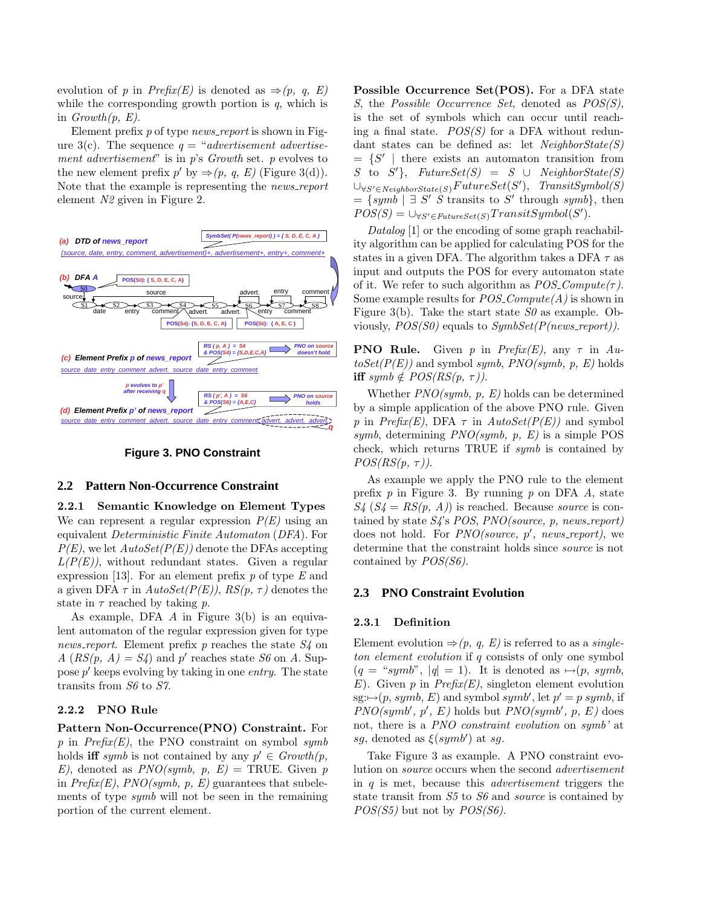evolution of $p$ in *Prefix(E)* is denoted as $\Rightarrow(p,\ q,\ E)$ while the corresponding growth portion is $q$, which is in *Growth(p, E)*.

Element prefix $p$ of type *news_report* is shown in Figure 3(c). The sequence $q$ = "*advertisement advertisement advertisement*" is in $p$'s *Growth* set. $p$ evolves to the new element prefix $p'$ by $\Rightarrow(p,\ q,\ E)$ (Figure 3(d)). Note that the example is representing the *news_report* element *N2* given in Figure 2.

**Figure 3. PNO Constraint**

## 2.2 Pattern Non-Occurrence Constraint

### 2.2.1 Semantic Knowledge on Element Types

We can represent a regular expression $P(E)$ using an equivalent *Deterministic Finite Automaton* (*DFA*). For $P(E)$, we let *AutoSet(P(E))* denote the DFAs accepting *L(P(E))*, without redundant states. Given a regular expression [13]. For an element prefix $p$ of type $E$ and a given DFA $\tau$ in *AutoSet(P(E))*, $RS(p,\ \tau)$ denotes the state in $\tau$ reached by taking $p$.

As example, DFA $A$ in Figure 3(b) is an equivalent automaton of the regular expression given for type *news_report*. Element prefix $p$ reaches the state *S4* on $A$ ($RS(p,\ A)$ = *S4*) and $p'$ reaches state *S6* on $A$. Suppose $p'$ keeps evolving by taking in one *entry*. The state transits from *S6* to *S7*.

### 2.2.2 PNO Rule

**Pattern Non-Occurrence(PNO) Constraint.** For $p$ in *Prefix(E)*, the PNO constraint on symbol *symb* holds **iff** *symb* is not contained by any $p' \in$ *Growth(p, E)*, denoted as *PNO(symb, p, E)* = TRUE. Given $p$ in *Prefix(E)*, *PNO(symb, p, E)* guarantees that subelements of type *symb* will not be seen in the remaining portion of the current element.

**Possible Occurrence Set(POS).** For a DFA state $S$, the *Possible Occurrence Set*, denoted as *POS(S)*, is the set of symbols which can occur until reaching a final state. *POS(S)* for a DFA without redundant states can be defined as: let *NeighborState(S)* = $\{S' \mid$ there exists an automaton transition from $S$ to $S'\}$, $FutureSet(S) = S \cup NeighborState(S) \cup_{\forall S' \in NeighborState(S)} FutureSet(S')$, $TransitSymbol(S) = \{symb \mid \exists\ S'\ S$ transits to $S'$ through $symb\}$, then $POS(S) = \cup_{\forall S' \in FutureSet(S)} TransitSymbol(S')$.

*Datalog* [1] or the encoding of some graph reachability algorithm can be applied for calculating POS for the states in a given DFA. The algorithm takes a DFA $\tau$ as input and outputs the POS for every automaton state of it. We refer to such algorithm as *POS_Compute*($\tau$). Some example results for *POS_Compute(A)* is shown in Figure 3(b). Take the start state *S0* as example. Obviously, *POS(S0)* equals to *SymbSet(P(news_report))*.

**PNO Rule.** Given $p$ in *Prefix(E)*, any $\tau$ in *AutoSet(P(E))* and symbol *symb*, *PNO(symb, p, E)* holds **iff** $symb \notin POS(RS(p,\ \tau))$.

Whether *PNO(symb, p, E)* holds can be determined by a simple application of the above PNO rule. Given $p$ in *Prefix(E)*, DFA $\tau$ in *AutoSet(P(E))* and symbol *symb*, determining *PNO(symb, p, E)* is a simple POS check, which returns TRUE if *symb* is contained by $POS(RS(p,\ \tau))$.

As example we apply the PNO rule to the element prefix $p$ in Figure 3. By running $p$ on DFA $A$, state *S4* (*S4* = $RS(p,\ A)$) is reached. Because *source* is contained by state *S4*'s *POS*, *PNO(source, p, news_report)* does not hold. For *PNO(source, p′, news_report)*, we determine that the constraint holds since *source* is not contained by *POS(S6)*.

## 2.3 PNO Constraint Evolution

### 2.3.1 Definition

Element evolution $\Rightarrow(p,\ q,\ E)$ is referred to as a *singleton element evolution* if $q$ consists of only one symbol ($q$ = "*symb*", $|q|$ = 1). It is denoted as $\mapsto(p,\ symb,\ E)$. Given $p$ in *Prefix(E)*, singleton element evolution sg:$\mapsto(p,\ symb,\ E)$ and symbol *symb′*, let $p' = p\ symb$, if *PNO(symb′, p′, E)* holds but *PNO(symb′, p, E)* does not, there is a *PNO constraint evolution* on *symb'* at *sg*, denoted as $\xi(symb')$ at *sg*.

Take Figure 3 as example. A PNO constraint evolution on *source* occurs when the second *advertisement* in $q$ is met, because this *advertisement* triggers the state transit from *S5* to *S6* and *source* is contained by *POS(S5)* but not by *POS(S6)*.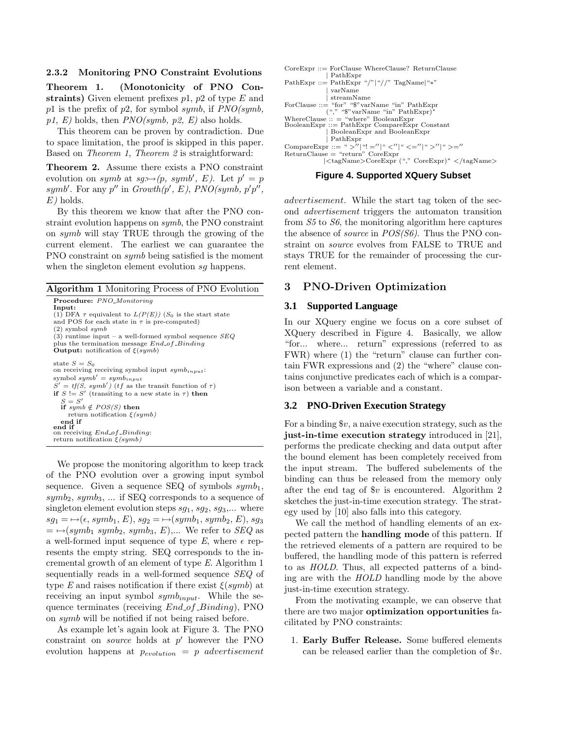### 2.3.2 Monitoring PNO Constraint Evolutions

**Theorem 1. (Monotonicity of PNO Constraints)** Given element prefixes $p1$, $p2$ of type $E$ and $p1$ is the prefix of $p2$, for symbol *symb*, if *PNO(symb, p1, E)* holds, then *PNO(symb, p2, E)* also holds.

This theorem can be proven by contradiction. Due to space limitation, the proof is skipped in this paper. Based on *Theorem 1*, *Theorem 2* is straightforward:

**Theorem 2.** Assume there exists a PNO constraint evolution on *symb* at $sg$:$\mapsto$$(p, symb', E)$. Let $p' = p\ symb'$. For any $p''$ in *Growth*$(p', E)$, *PNO*$(symb, p'p'', E)$ holds.

By this theorem we know that after the PNO constraint evolution happens on *symb*, the PNO constraint on *symb* will stay TRUE through the growing of the current element. The earliest we can guarantee the PNO constraint on *symb* being satisfied is the moment when the singleton element evolution *sg* happens.

**Algorithm 1** Monitoring Process of PNO Evolution

```
Procedure: PNO_Monitoring
Input:
(1) DFA τ equivalent to L(P(E)) (S0 is the start state
and POS for each state in τ is pre-computed)
(2) symbol symb
(3) runtime input – a well-formed symbol sequence SEQ
plus the termination message End_of_Binding
Output: notification of ξ(symb)

state S = S0
on receiving receiving symbol input symb_input:
symbol symb' = symb_input
S' = tf(S, symb') (tf as the transit function of τ)
if S != S' (transiting to a new state in τ) then
  S = S'
  if symb ∉ POS(S) then
    return notification ξ(symb)
  end if
end if
on receiving End_of_Binding:
return notification ξ(symb)
```

We propose the monitoring algorithm to keep track of the PNO evolution over a growing input symbol sequence. Given a sequence SEQ of symbols $symb_1$, $symb_2$, $symb_3$, ... if SEQ corresponds to a sequence of singleton element evolution steps $sg_1$, $sg_2$, $sg_3$,... where $sg_1 = \mapsto(\epsilon, symb_1, E)$, $sg_2 = \mapsto(symb_1, symb_2, E)$, $sg_3 = \mapsto(symb_1\ symb_2, symb_3, E)$,... We refer to *SEQ* as a well-formed input sequence of type $E$, where $\epsilon$ represents the empty string. SEQ corresponds to the incremental growth of an element of type $E$. Algorithm 1 sequentially reads in a well-formed sequence *SEQ* of type $E$ and raises notification if there exist $\xi(symb)$ at receiving an input symbol $symb_{input}$. While the sequence terminates (receiving *End_of_Binding*), PNO on *symb* will be notified if not being raised before.

As example let's again look at Figure 3. The PNO constraint on *source* holds at $p'$ however the PNO evolution happens at $p_{evolution} = p$ *advertisement advertisement*. While the start tag token of the second *advertisement* triggers the automaton transition from *S5* to *S6*, the monitoring algorithm here captures the absence of *source* in *POS(S6)*. Thus the PNO constraint on *source* evolves from FALSE to TRUE and stays TRUE for the remainder of processing the current element.

```
CoreExpr ::= ForClause WhereClause? ReturnClause
           | PathExpr
PathExpr ::= PathExpr "/"|"//" TagName|"*"
           | varName
           | streamName
ForClause ::= "for" "$"varName "in" PathExpr
              ("," "$"varName "in" PathExpr)*
WhereClause :: = "where" BooleanExpr
BooleanExpr ::= PathExpr CompareExpr Constant
           | BooleanExpr and BooleanExpr
           | PathExpr
CompareExpr ::= " >"|"! ="|" <"|" <="|" >"|" >="
ReturnClause = "return" CoreExpr
           |<tagName>CoreExpr ("," CoreExpr)* </tagName>
```

**Figure 4. Supported XQuery Subset**

## 3 PNO-Driven Optimization

### 3.1 Supported Language

In our XQuery engine we focus on a core subset of XQuery described in Figure 4. Basically, we allow "for... where... return" expressions (referred to as FWR) where (1) the "return" clause can further contain FWR expressions and (2) the "where" clause contains conjunctive predicates each of which is a comparison between a variable and a constant.

### 3.2 PNO-Driven Execution Strategy

For a binding $v, a naive execution strategy, such as the **just-in-time execution strategy** introduced in [21], performs the predicate checking and data output after the bound element has been completely received from the input stream. The buffered subelements of the binding can thus be released from the memory only after the end tag of $v is encountered. Algorithm 2 sketches the just-in-time execution strategy. The strategy used by [10] also falls into this category.

We call the method of handling elements of an expected pattern the **handling mode** of this pattern. If the retrieved elements of a pattern are required to be buffered, the handling mode of this pattern is referred to as *HOLD*. Thus, all expected patterns of a binding are with the *HOLD* handling mode by the above just-in-time execution strategy.

From the motivating example, we can observe that there are two major **optimization opportunities** facilitated by PNO constraints:

1. **Early Buffer Release.** Some buffered elements can be released earlier than the completion of $v.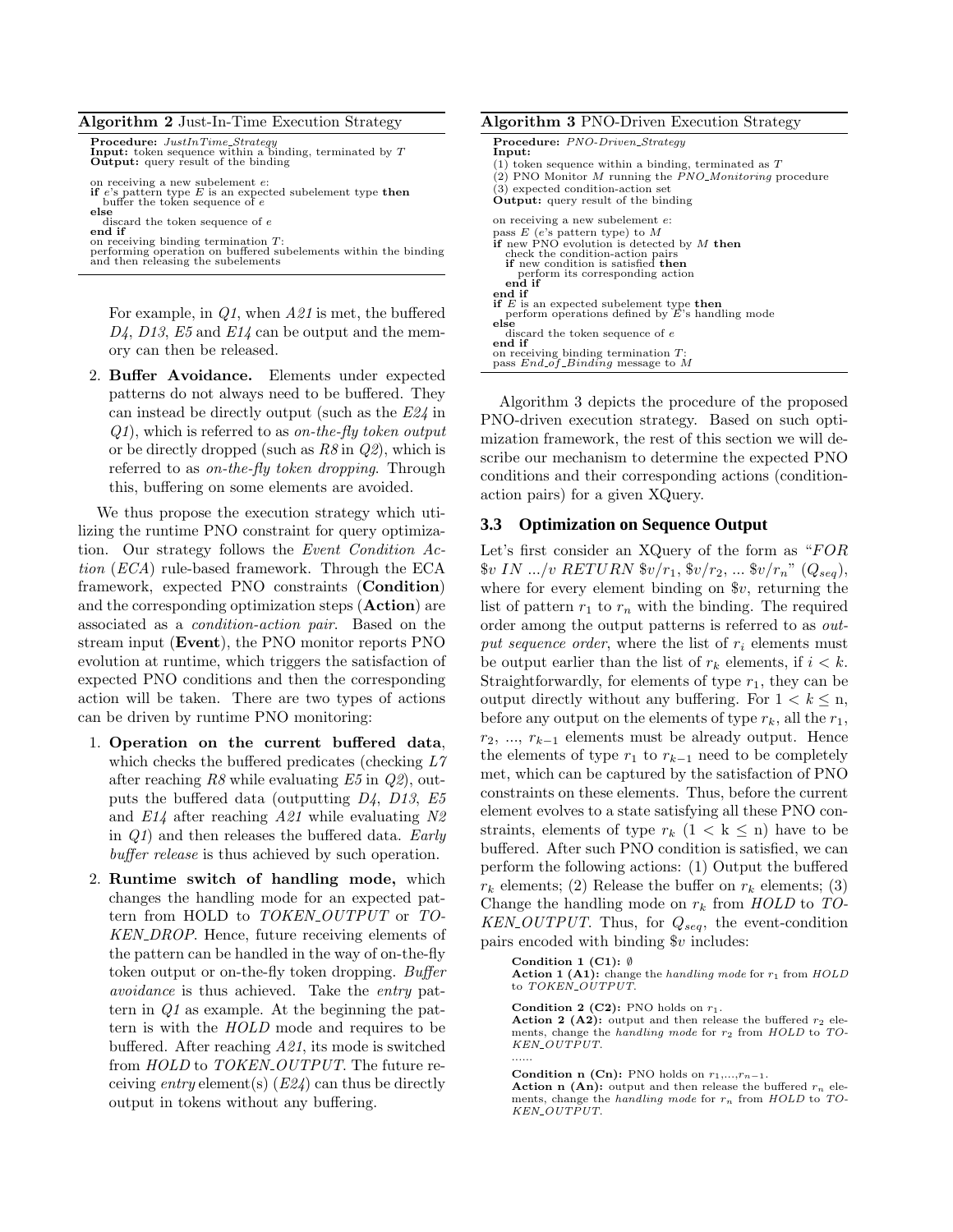**Algorithm 2** Just-In-Time Execution Strategy

```
Procedure: JustInTime_Strategy
Input: token sequence within a binding, terminated by T
Output: query result of the binding

on receiving a new subelement e:
if e's pattern type E is an expected subelement type then
   buffer the token sequence of e
else
   discard the token sequence of e
end if
on receiving binding termination T:
performing operation on buffered subelements within the binding
and then releasing the subelements
```

For example, in *Q1*, when *A21* is met, the buffered *D4*, *D13*, *E5* and *E14* can be output and the memory can then be released.

2. **Buffer Avoidance.** Elements under expected patterns do not always need to be buffered. They can instead be directly output (such as the *E24* in *Q1*), which is referred to as *on-the-fly token output* or be directly dropped (such as *R8* in *Q2*), which is referred to as *on-the-fly token dropping*. Through this, buffering on some elements are avoided.

We thus propose the execution strategy which utilizing the runtime PNO constraint for query optimization. Our strategy follows the *Event Condition Action* (*ECA*) rule-based framework. Through the ECA framework, expected PNO constraints (**Condition**) and the corresponding optimization steps (**Action**) are associated as a *condition-action pair*. Based on the stream input (**Event**), the PNO monitor reports PNO evolution at runtime, which triggers the satisfaction of expected PNO conditions and then the corresponding action will be taken. There are two types of actions can be driven by runtime PNO monitoring:

1. **Operation on the current buffered data**, which checks the buffered predicates (checking *L7* after reaching *R8* while evaluating *E5* in *Q2*), outputs the buffered data (outputting *D4*, *D13*, *E5* and *E14* after reaching *A21* while evaluating *N2* in *Q1*) and then releases the buffered data. *Early buffer release* is thus achieved by such operation.

2. **Runtime switch of handling mode,** which changes the handling mode for an expected pattern from HOLD to *TOKEN_OUTPUT* or *TOKEN_DROP*. Hence, future receiving elements of the pattern can be handled in the way of on-the-fly token output or on-the-fly token dropping. *Buffer avoidance* is thus achieved. Take the *entry* pattern in *Q1* as example. At the beginning the pattern is with the *HOLD* mode and requires to be buffered. After reaching *A21*, its mode is switched from *HOLD* to *TOKEN_OUTPUT*. The future receiving *entry* element(s) (*E24*) can thus be directly output in tokens without any buffering.

**Algorithm 3** PNO-Driven Execution Strategy

```
Procedure: PNO-Driven_Strategy
Input:
(1) token sequence within a binding, terminated as T
(2) PNO Monitor M running the PNO_Monitoring procedure
(3) expected condition-action set
Output: query result of the binding

on receiving a new subelement e:
pass E (e's pattern type) to M
if new PNO evolution is detected by M then
   check the condition-action pairs
   if new condition is satisfied then
      perform its corresponding action
   end if
end if
if E is an expected subelement type then
   perform operations defined by E's handling mode
else
   discard the token sequence of e
end if
on receiving binding termination T:
pass End_of_Binding message to M
```

Algorithm 3 depicts the procedure of the proposed PNO-driven execution strategy. Based on such optimization framework, the rest of this section we will describe our mechanism to determine the expected PNO conditions and their corresponding actions (condition-action pairs) for a given XQuery.

### 3.3 Optimization on Sequence Output

Let's first consider an XQuery of the form as "*FOR* \$v *IN* .../v *RETURN* \$v/$r_1$, \$v/$r_2$, ... \$v/$r_n$" ($Q_{seq}$), where for every element binding on \$v, returning the list of pattern $r_1$ to $r_n$ with the binding. The required order among the output patterns is referred to as *output sequence order*, where the list of $r_i$ elements must be output earlier than the list of $r_k$ elements, if $i < k$. Straightforwardly, for elements of type $r_1$, they can be output directly without any buffering. For $1 < k \leq$ n, before any output on the elements of type $r_k$, all the $r_1$, $r_2$, ..., $r_{k-1}$ elements must be already output. Hence the elements of type $r_1$ to $r_{k-1}$ need to be completely met, which can be captured by the satisfaction of PNO constraints on these elements. Thus, before the current element evolves to a state satisfying all these PNO constraints, elements of type $r_k$ ($1 <$ k $\leq$ n) have to be buffered. After such PNO condition is satisfied, we can perform the following actions: (1) Output the buffered $r_k$ elements; (2) Release the buffer on $r_k$ elements; (3) Change the handling mode on $r_k$ from *HOLD* to *TOKEN_OUTPUT*. Thus, for $Q_{seq}$, the event-condition pairs encoded with binding \$v includes:

**Condition 1 (C1):** $\emptyset$
**Action 1 (A1):** change the *handling mode* for $r_1$ from *HOLD* to *TOKEN_OUTPUT*.

**Condition 2 (C2):** PNO holds on $r_1$.
**Action 2 (A2):** output and then release the buffered $r_2$ elements, change the *handling mode* for $r_2$ from *HOLD* to *TOKEN_OUTPUT*.
......

**Condition n (Cn):** PNO holds on $r_1$,...,$r_{n-1}$.
**Action n (An):** output and then release the buffered $r_n$ elements, change the *handling mode* for $r_n$ from *HOLD* to *TOKEN_OUTPUT*.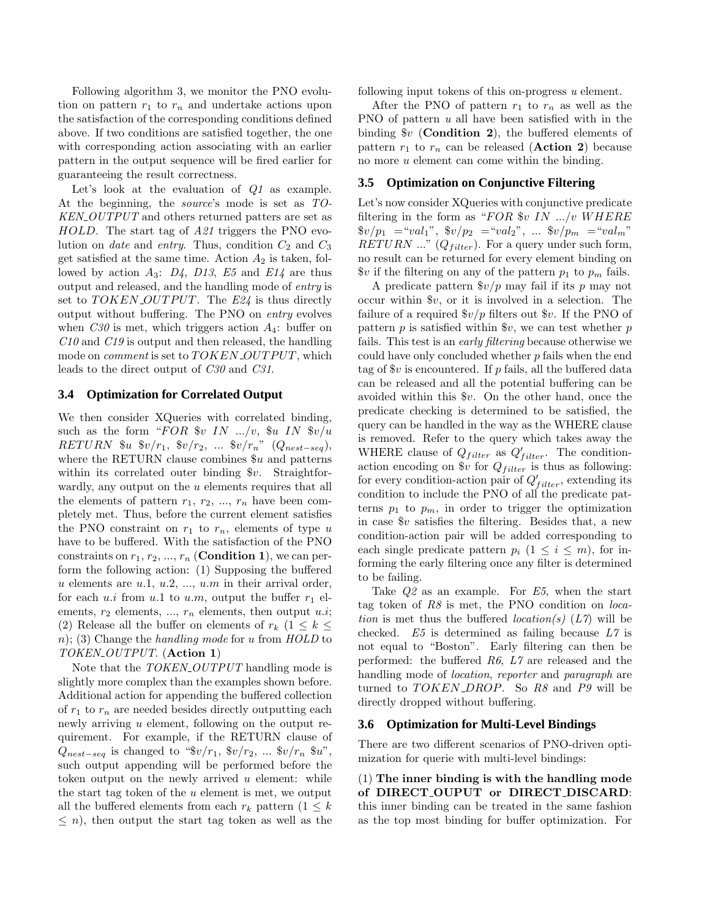Following algorithm 3, we monitor the PNO evolution on pattern $r_1$ to $r_n$ and undertake actions upon the satisfaction of the corresponding conditions defined above. If two conditions are satisfied together, the one with corresponding action associating with an earlier pattern in the output sequence will be fired earlier for guaranteeing the result correctness.

Let's look at the evaluation of *Q1* as example. At the beginning, the *source*'s mode is set as *TOKEN_OUTPUT* and others returned patters are set as *HOLD*. The start tag of *A21* triggers the PNO evolution on *date* and *entry*. Thus, condition $C_2$ and $C_3$ get satisfied at the same time. Action $A_2$ is taken, followed by action $A_3$: *D4*, *D13*, *E5* and *E14* are thus output and released, and the handling mode of *entry* is set to *TOKEN_OUTPUT*. The *E24* is thus directly output without buffering. The PNO on *entry* evolves when *C30* is met, which triggers action $A_4$: buffer on *C10* and *C19* is output and then released, the handling mode on *comment* is set to *TOKEN_OUTPUT*, which leads to the direct output of *C30* and *C31*.

### 3.4 Optimization for Correlated Output

We then consider XQueries with correlated binding, such as the form "*FOR \$v IN .../v, \$u IN \$v/u RETURN \$u \$v/$r_1$, \$v/$r_2$, ... \$v/$r_n$*" ($Q_{nest-seq}$), where the RETURN clause combines \$*u* and patterns within its correlated outer binding \$*v*. Straightforwardly, any output on the *u* elements requires that all the elements of pattern $r_1$, $r_2$, ..., $r_n$ have been completely met. Thus, before the current element satisfies the PNO constraint on $r_1$ to $r_n$, elements of type *u* have to be buffered. With the satisfaction of the PNO constraints on $r_1$, $r_2$, ..., $r_n$ (**Condition 1**), we can perform the following action: (1) Supposing the buffered *u* elements are *u*.1, *u*.2, ..., *u*.*m* in their arrival order, for each *u*.*i* from *u*.1 to *u*.*m*, output the buffer $r_1$ elements, $r_2$ elements, ..., $r_n$ elements, then output *u*.*i*; (2) Release all the buffer on elements of $r_k$ ($1 \leq k \leq n$); (3) Change the *handling mode* for *u* from *HOLD* to *TOKEN_OUTPUT*. (**Action 1**)

Note that the *TOKEN_OUTPUT* handling mode is slightly more complex than the examples shown before. Additional action for appending the buffered collection of $r_1$ to $r_n$ are needed besides directly outputting each newly arriving *u* element, following on the output requirement. For example, if the RETURN clause of $Q_{nest-seq}$ is changed to "\$*v*/$r_1$, \$*v*/$r_2$, ... \$*v*/$r_n$ \$*u*", such output appending will be performed before the token output on the newly arrived *u* element: while the start tag token of the *u* element is met, we output all the buffered elements from each $r_k$ pattern ($1 \leq k \leq n$), then output the start tag token as well as the following input tokens of this on-progress *u* element.

After the PNO of pattern $r_1$ to $r_n$ as well as the PNO of pattern *u* all have been satisfied with in the binding \$*v* (**Condition 2**), the buffered elements of pattern $r_1$ to $r_n$ can be released (**Action 2**) because no more *u* element can come within the binding.

### 3.5 Optimization on Conjunctive Filtering

Let's now consider XQueries with conjunctive predicate filtering in the form as "*FOR \$v IN .../v WHERE \$v/$p_1$ ="$val_1$", \$v/$p_2$ ="$val_2$", ... \$v/$p_m$ ="$val_m$" RETURN ...*" ($Q_{filter}$). For a query under such form, no result can be returned for every element binding on \$*v* if the filtering on any of the pattern $p_1$ to $p_m$ fails.

A predicate pattern \$*v*/*p* may fail if its *p* may not occur within \$*v*, or it is involved in a selection. The failure of a required \$*v*/*p* filters out \$*v*. If the PNO of pattern *p* is satisfied within \$*v*, we can test whether *p* fails. This test is an *early filtering* because otherwise we could have only concluded whether *p* fails when the end tag of \$*v* is encountered. If *p* fails, all the buffered data can be released and all the potential buffering can be avoided within this \$*v*. On the other hand, once the predicate checking is determined to be satisfied, the query can be handled in the way as the WHERE clause is removed. Refer to the query which takes away the WHERE clause of $Q_{filter}$ as $Q'_{filter}$. The condition-action encoding on \$*v* for $Q_{filter}$ is thus as following: for every condition-action pair of $Q'_{filter}$, extending its condition to include the PNO of all the predicate patterns $p_1$ to $p_m$, in order to trigger the optimization in case \$*v* satisfies the filtering. Besides that, a new condition-action pair will be added corresponding to each single predicate pattern $p_i$ ($1 \leq i \leq m$), for informing the early filtering once any filter is determined to be failing.

Take *Q2* as an example. For *E5*, when the start tag token of *R8* is met, the PNO condition on *location* is met thus the buffered *location(s)* (*L7*) will be checked. *E5* is determined as failing because *L7* is not equal to "Boston". Early filtering can then be performed: the buffered *R6*, *L7* are released and the handling mode of *location*, *reporter* and *paragraph* are turned to *TOKEN_DROP*. So *R8* and *P9* will be directly dropped without buffering.

### 3.6 Optimization for Multi-Level Bindings

There are two different scenarios of PNO-driven optimization for querie with multi-level bindings:

(1) **The inner binding is with the handling mode of DIRECT_OUPUT or DIRECT_DISCARD**: this inner binding can be treated in the same fashion as the top most binding for buffer optimization. For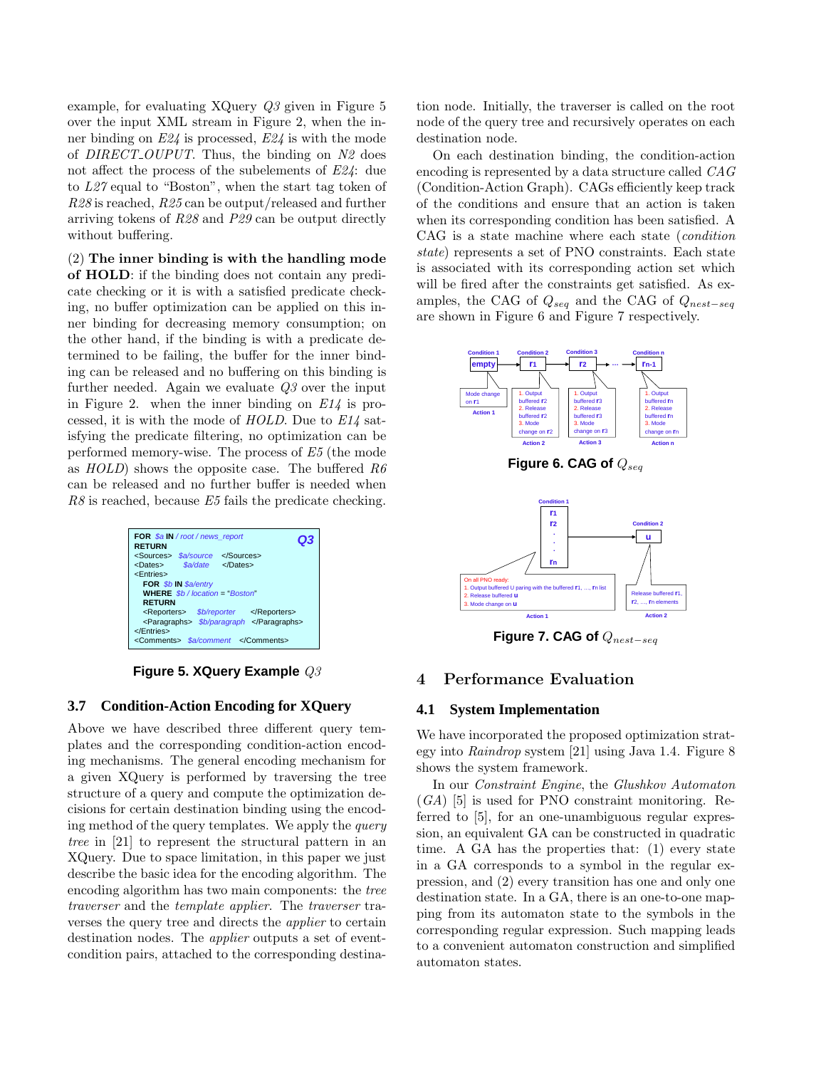example, for evaluating XQuery *Q3* given in Figure 5 over the input XML stream in Figure 2, when the inner binding on *E24* is processed, *E24* is with the mode of *DIRECT_OUPUT*. Thus, the binding on *N2* does not affect the process of the subelements of *E24*: due to *L27* equal to "Boston", when the start tag token of *R28* is reached, *R25* can be output/released and further arriving tokens of *R28* and *P29* can be output directly without buffering.

(2) **The inner binding is with the handling mode of HOLD**: if the binding does not contain any predicate checking or it is with a satisfied predicate checking, no buffer optimization can be applied on this inner binding for decreasing memory consumption; on the other hand, if the binding is with a predicate determined to be failing, the buffer for the inner binding can be released and no buffering on this binding is further needed. Again we evaluate *Q3* over the input in Figure 2. when the inner binding on *E14* is processed, it is with the mode of *HOLD*. Due to *E14* satisfying the predicate filtering, no optimization can be performed memory-wise. The process of *E5* (the mode as *HOLD*) shows the opposite case. The buffered *R6* can be released and no further buffer is needed when *R8* is reached, because *E5* fails the predicate checking.

```
FOR $a IN / root / news_report                                      Q3
RETURN
<Sources>  $a/source   </Sources>
<Dates>      $a/date    </Dates>
<Entries>
   FOR $b IN $a/entry
   WHERE $b / location = "Boston"
   RETURN
   <Reporters>   $b/reporter      </Reporters>
   <Paragraphs>  $b/paragraph   </Paragraphs>
</Entries>
<Comments>  $a/comment   </Comments>
```

**Figure 5. XQuery Example** $Q3$

### 3.7 Condition-Action Encoding for XQuery

Above we have described three different query templates and the corresponding condition-action encoding mechanisms. The general encoding mechanism for a given XQuery is performed by traversing the tree structure of a query and compute the optimization decisions for certain destination binding using the encoding method of the query templates. We apply the *query tree* in [21] to represent the structural pattern in an XQuery. Due to space limitation, in this paper we just describe the basic idea for the encoding algorithm. The encoding algorithm has two main components: the *tree traverser* and the *template applier*. The *traverser* traverses the query tree and directs the *applier* to certain destination nodes. The *applier* outputs a set of event-condition pairs, attached to the corresponding destination node. Initially, the traverser is called on the root node of the query tree and recursively operates on each destination node.

On each destination binding, the condition-action encoding is represented by a data structure called *CAG* (Condition-Action Graph). CAGs efficiently keep track of the conditions and ensure that an action is taken when its corresponding condition has been satisfied. A CAG is a state machine where each state (*condition state*) represents a set of PNO constraints. Each state is associated with its corresponding action set which will be fired after the constraints get satisfied. As examples, the CAG of $Q_{seq}$ and the CAG of $Q_{nest-seq}$ are shown in Figure 6 and Figure 7 respectively.

**Figure 6. CAG of** $Q_{seq}$

**Figure 7. CAG of** $Q_{nest-seq}$

## 4 Performance Evaluation

### 4.1 System Implementation

We have incorporated the proposed optimization strategy into *Raindrop* system [21] using Java 1.4. Figure 8 shows the system framework.

In our *Constraint Engine*, the *Glushkov Automaton* (*GA*) [5] is used for PNO constraint monitoring. Referred to [5], for an one-unambiguous regular expression, an equivalent GA can be constructed in quadratic time. A GA has the properties that: (1) every state in a GA corresponds to a symbol in the regular expression, and (2) every transition has one and only one destination state. In a GA, there is an one-to-one mapping from its automaton state to the symbols in the corresponding regular expression. Such mapping leads to a convenient automaton construction and simplified automaton states.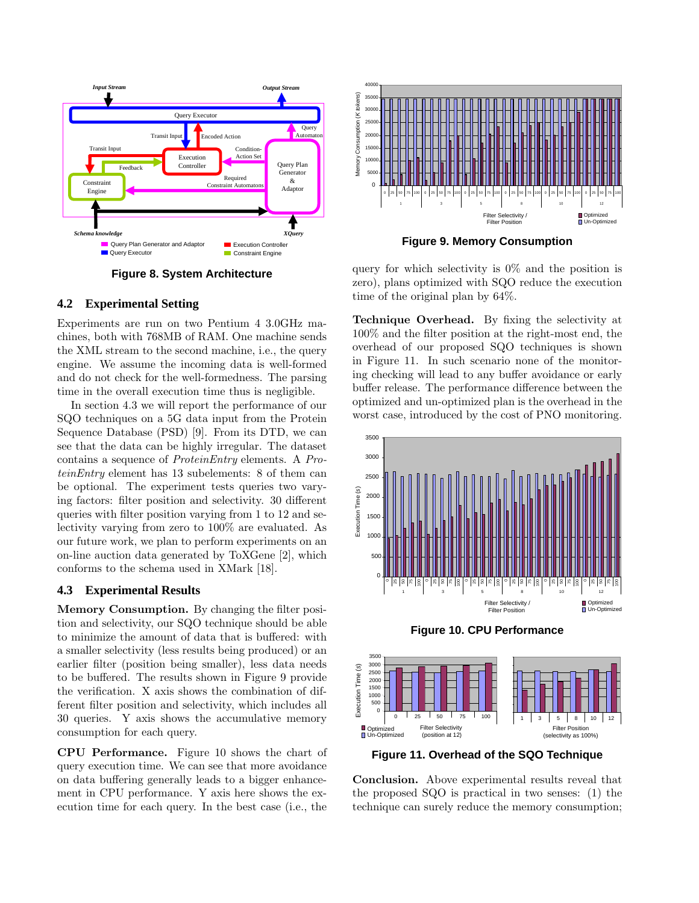Figure 8. System Architecture

## 4.2 Experimental Setting

Experiments are run on two Pentium 4 3.0GHz machines, both with 768MB of RAM. One machine sends the XML stream to the second machine, i.e., the query engine. We assume the incoming data is well-formed and do not check for the well-formedness. The parsing time in the overall execution time thus is negligible.

In section 4.3 we will report the performance of our SQO techniques on a 5G data input from the Protein Sequence Database (PSD) [9]. From its DTD, we can see that the data can be highly irregular. The dataset contains a sequence of *ProteinEntry* elements. A *ProteinEntry* element has 13 subelements: 8 of them can be optional. The experiment tests queries two varying factors: filter position and selectivity. 30 different queries with filter position varying from 1 to 12 and selectivity varying from zero to 100% are evaluated. As our future work, we plan to perform experiments on an on-line auction data generated by ToXGene [2], which conforms to the schema used in XMark [18].

## 4.3 Experimental Results

**Memory Consumption.** By changing the filter position and selectivity, our SQO technique should be able to minimize the amount of data that is buffered: with a smaller selectivity (less results being produced) or an earlier filter (position being smaller), less data needs to be buffered. The results shown in Figure 9 provide the verification. X axis shows the combination of different filter position and selectivity, which includes all 30 queries. Y axis shows the accumulative memory consumption for each query.

**CPU Performance.** Figure 10 shows the chart of query execution time. We can see that more avoidance on data buffering generally leads to a bigger enhancement in CPU performance. Y axis here shows the execution time for each query. In the best case (i.e., the query for which selectivity is 0% and the position is zero), plans optimized with SQO reduce the execution time of the original plan by 64%.

Figure 9. Memory Consumption

**Technique Overhead.** By fixing the selectivity at 100% and the filter position at the right-most end, the overhead of our proposed SQO techniques is shown in Figure 11. In such scenario none of the monitoring checking will lead to any buffer avoidance or early buffer release. The performance difference between the optimized and un-optimized plan is the overhead in the worst case, introduced by the cost of PNO monitoring.

Figure 10. CPU Performance

Figure 11. Overhead of the SQO Technique

**Conclusion.** Above experimental results reveal that the proposed SQO is practical in two senses: (1) the technique can surely reduce the memory consumption;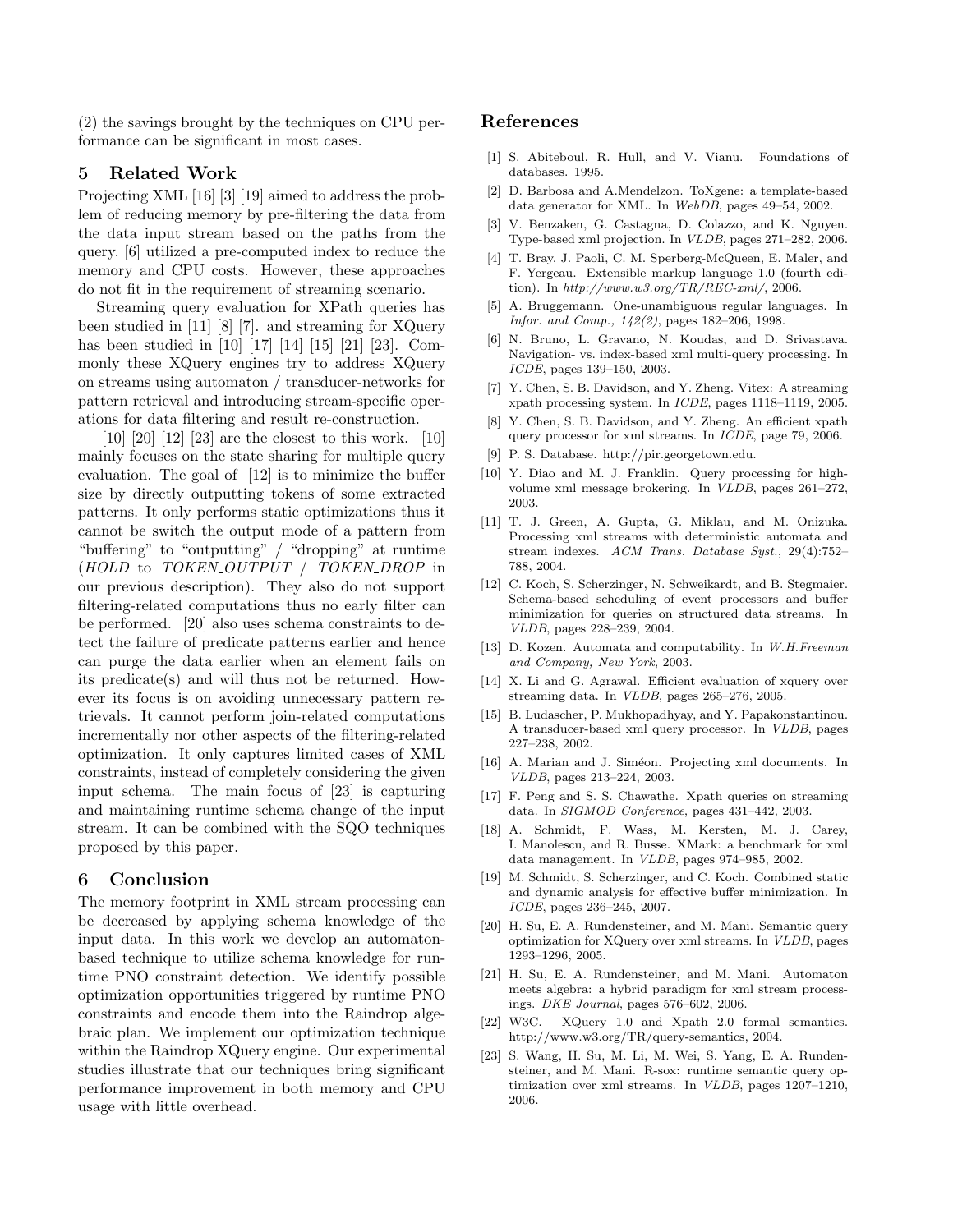(2) the savings brought by the techniques on CPU performance can be significant in most cases.

## 5 Related Work

Projecting XML [16] [3] [19] aimed to address the problem of reducing memory by pre-filtering the data from the data input stream based on the paths from the query. [6] utilized a pre-computed index to reduce the memory and CPU costs. However, these approaches do not fit in the requirement of streaming scenario.

Streaming query evaluation for XPath queries has been studied in [11] [8] [7]. and streaming for XQuery has been studied in [10] [17] [14] [15] [21] [23]. Commonly these XQuery engines try to address XQuery on streams using automaton / transducer-networks for pattern retrieval and introducing stream-specific operations for data filtering and result re-construction.

[10] [20] [12] [23] are the closest to this work. [10] mainly focuses on the state sharing for multiple query evaluation. The goal of [12] is to minimize the buffer size by directly outputting tokens of some extracted patterns. It only performs static optimizations thus it cannot be switch the output mode of a pattern from "buffering" to "outputting" / "dropping" at runtime (*HOLD* to *TOKEN_OUTPUT* / *TOKEN_DROP* in our previous description). They also do not support filtering-related computations thus no early filter can be performed. [20] also uses schema constraints to detect the failure of predicate patterns earlier and hence can purge the data earlier when an element fails on its predicate(s) and will thus not be returned. However its focus is on avoiding unnecessary pattern retrievals. It cannot perform join-related computations incrementally nor other aspects of the filtering-related optimization. It only captures limited cases of XML constraints, instead of completely considering the given input schema. The main focus of [23] is capturing and maintaining runtime schema change of the input stream. It can be combined with the SQO techniques proposed by this paper.

## 6 Conclusion

The memory footprint in XML stream processing can be decreased by applying schema knowledge of the input data. In this work we develop an automaton-based technique to utilize schema knowledge for runtime PNO constraint detection. We identify possible optimization opportunities triggered by runtime PNO constraints and encode them into the Raindrop algebraic plan. We implement our optimization technique within the Raindrop XQuery engine. Our experimental studies illustrate that our techniques bring significant performance improvement in both memory and CPU usage with little overhead.

## References

[1] S. Abiteboul, R. Hull, and V. Vianu. Foundations of databases. 1995.

[2] D. Barbosa and A.Mendelzon. ToXgene: a template-based data generator for XML. In *WebDB*, pages 49–54, 2002.

[3] V. Benzaken, G. Castagna, D. Colazzo, and K. Nguyen. Type-based xml projection. In *VLDB*, pages 271–282, 2006.

[4] T. Bray, J. Paoli, C. M. Sperberg-McQueen, E. Maler, and F. Yergeau. Extensible markup language 1.0 (fourth edition). In *http://www.w3.org/TR/REC-xml/*, 2006.

[5] A. Bruggemann. One-unambiguous regular languages. In *Infor. and Comp., 142(2)*, pages 182–206, 1998.

[6] N. Bruno, L. Gravano, N. Koudas, and D. Srivastava. Navigation- vs. index-based xml multi-query processing. In *ICDE*, pages 139–150, 2003.

[7] Y. Chen, S. B. Davidson, and Y. Zheng. Vitex: A streaming xpath processing system. In *ICDE*, pages 1118–1119, 2005.

[8] Y. Chen, S. B. Davidson, and Y. Zheng. An efficient xpath query processor for xml streams. In *ICDE*, page 79, 2006.

[9] P. S. Database. http://pir.georgetown.edu.

[10] Y. Diao and M. J. Franklin. Query processing for high-volume xml message brokering. In *VLDB*, pages 261–272, 2003.

[11] T. J. Green, A. Gupta, G. Miklau, and M. Onizuka. Processing xml streams with deterministic automata and stream indexes. *ACM Trans. Database Syst.*, 29(4):752–788, 2004.

[12] C. Koch, S. Scherzinger, N. Schweikardt, and B. Stegmaier. Schema-based scheduling of event processors and buffer minimization for queries on structured data streams. In *VLDB*, pages 228–239, 2004.

[13] D. Kozen. Automata and computability. In *W.H.Freeman and Company, New York*, 2003.

[14] X. Li and G. Agrawal. Efficient evaluation of xquery over streaming data. In *VLDB*, pages 265–276, 2005.

[15] B. Ludascher, P. Mukhopadhyay, and Y. Papakonstantinou. A transducer-based xml query processor. In *VLDB*, pages 227–238, 2002.

[16] A. Marian and J. Siméon. Projecting xml documents. In *VLDB*, pages 213–224, 2003.

[17] F. Peng and S. S. Chawathe. Xpath queries on streaming data. In *SIGMOD Conference*, pages 431–442, 2003.

[18] A. Schmidt, F. Wass, M. Kersten, M. J. Carey, I. Manolescu, and R. Busse. XMark: a benchmark for xml data management. In *VLDB*, pages 974–985, 2002.

[19] M. Schmidt, S. Scherzinger, and C. Koch. Combined static and dynamic analysis for effective buffer minimization. In *ICDE*, pages 236–245, 2007.

[20] H. Su, E. A. Rundensteiner, and M. Mani. Semantic query optimization for XQuery over xml streams. In *VLDB*, pages 1293–1296, 2005.

[21] H. Su, E. A. Rundensteiner, and M. Mani. Automaton meets algebra: a hybrid paradigm for xml stream processings. *DKE Journal*, pages 576–602, 2006.

[22] W3C. XQuery 1.0 and Xpath 2.0 formal semantics. http://www.w3.org/TR/query-semantics, 2004.

[23] S. Wang, H. Su, M. Li, M. Wei, S. Yang, E. A. Rundensteiner, and M. Mani. R-sox: runtime semantic query optimization over xml streams. In *VLDB*, pages 1207–1210, 2006.